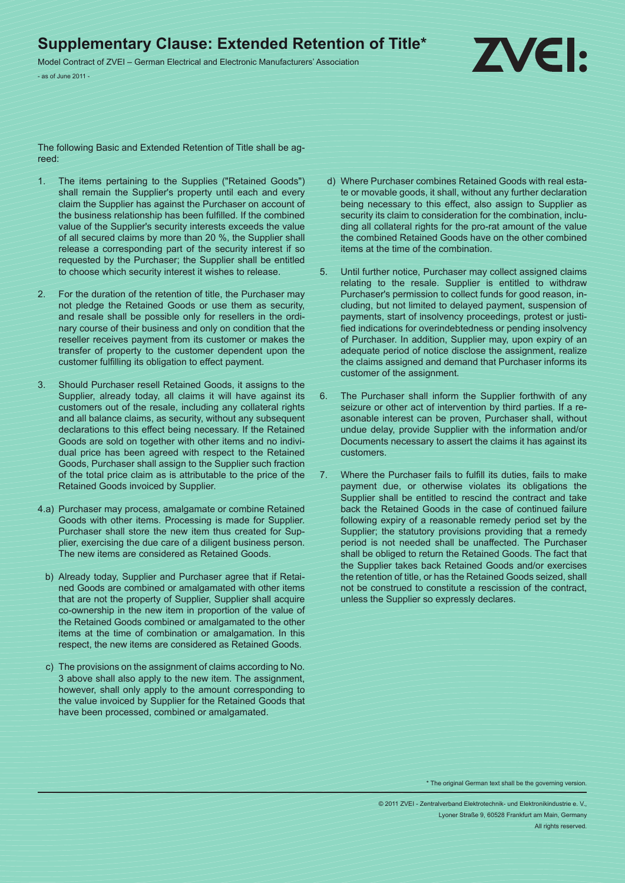# Supplementary Clause: Extended Retention of Title*

Model Contract of ZVEI – German Electrical and Electronic Manufacturers' Association

- as of June 2011 -

The following Basic and Extended Retention of Title shall be agreed:

1. The items pertaining to the Supplies ("Retained Goods") shall remain the Supplier's property until each and every claim the Supplier has against the Purchaser on account of the business relationship has been fulfilled. If the combined value of the Supplier's security interests exceeds the value of all secured claims by more than 20 %, the Supplier shall release a corresponding part of the security interest if so requested by the Purchaser; the Supplier shall be entitled to choose which security interest it wishes to release.

2. For the duration of the retention of title, the Purchaser may not pledge the Retained Goods or use them as security, and resale shall be possible only for resellers in the ordinary course of their business and only on condition that the reseller receives payment from its customer or makes the transfer of property to the customer dependent upon the customer fulfilling its obligation to effect payment.

3. Should Purchaser resell Retained Goods, it assigns to the Supplier, already today, all claims it will have against its customers out of the resale, including any collateral rights and all balance claims, as security, without any subsequent declarations to this effect being necessary. If the Retained Goods are sold on together with other items and no individual price has been agreed with respect to the Retained Goods, Purchaser shall assign to the Supplier such fraction of the total price claim as is attributable to the price of the Retained Goods invoiced by Supplier.

4.a) Purchaser may process, amalgamate or combine Retained Goods with other items. Processing is made for Supplier. Purchaser shall store the new item thus created for Supplier, exercising the due care of a diligent business person. The new items are considered as Retained Goods.

b) Already today, Supplier and Purchaser agree that if Retained Goods are combined or amalgamated with other items that are not the property of Supplier, Supplier shall acquire co-ownership in the new item in proportion of the value of the Retained Goods combined or amalgamated to the other items at the time of combination or amalgamation. In this respect, the new items are considered as Retained Goods.

c) The provisions on the assignment of claims according to No. 3 above shall also apply to the new item. The assignment, however, shall only apply to the amount corresponding to the value invoiced by Supplier for the Retained Goods that have been processed, combined or amalgamated.

d) Where Purchaser combines Retained Goods with real estate or movable goods, it shall, without any further declaration being necessary to this effect, also assign to Supplier as security its claim to consideration for the combination, including all collateral rights for the pro-rat amount of the value the combined Retained Goods have on the other combined items at the time of the combination.

5. Until further notice, Purchaser may collect assigned claims relating to the resale. Supplier is entitled to withdraw Purchaser's permission to collect funds for good reason, including, but not limited to delayed payment, suspension of payments, start of insolvency proceedings, protest or justified indications for overindebtedness or pending insolvency of Purchaser. In addition, Supplier may, upon expiry of an adequate period of notice disclose the assignment, realize the claims assigned and demand that Purchaser informs its customer of the assignment.

6. The Purchaser shall inform the Supplier forthwith of any seizure or other act of intervention by third parties. If a reasonable interest can be proven, Purchaser shall, without undue delay, provide Supplier with the information and/or Documents necessary to assert the claims it has against its customers.

7. Where the Purchaser fails to fulfill its duties, fails to make payment due, or otherwise violates its obligations the Supplier shall be entitled to rescind the contract and take back the Retained Goods in the case of continued failure following expiry of a reasonable remedy period set by the Supplier; the statutory provisions providing that a remedy period is not needed shall be unaffected. The Purchaser shall be obliged to return the Retained Goods. The fact that the Supplier takes back Retained Goods and/or exercises the retention of title, or has the Retained Goods seized, shall not be construed to constitute a rescission of the contract, unless the Supplier so expressly declares.

* The original German text shall be the governing version.

© 2011 ZVEI - Zentralverband Elektrotechnik- und Elektronikindustrie e. V., Lyoner Straße 9, 60528 Frankfurt am Main, Germany
All rights reserved.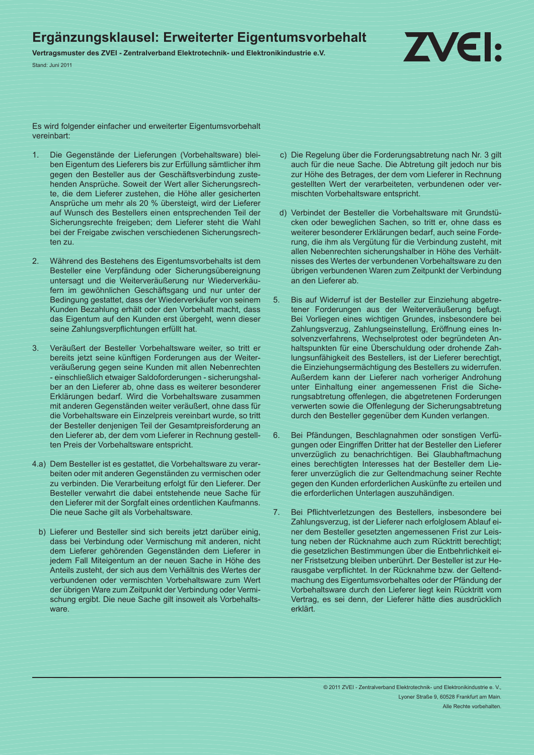# Ergänzungsklausel: Erweiterter Eigentumsvorbehalt

**Vertragsmuster des ZVEI - Zentralverband Elektrotechnik- und Elektronikindustrie e.V.**

Stand: Juni 2011

ZVEI:

Es wird folgender einfacher und erweiterter Eigentumsvorbehalt vereinbart:

1. Die Gegenstände der Lieferungen (Vorbehaltsware) bleiben Eigentum des Lieferers bis zur Erfüllung sämtlicher ihm gegen den Besteller aus der Geschäftsverbindung zustehenden Ansprüche. Soweit der Wert aller Sicherungsrechte, die dem Lieferer zustehen, die Höhe aller gesicherten Ansprüche um mehr als 20 % übersteigt, wird der Lieferer auf Wunsch des Bestellers einen entsprechenden Teil der Sicherungsrechte freigeben; dem Lieferer steht die Wahl bei der Freigabe zwischen verschiedenen Sicherungsrechten zu.

2. Während des Bestehens des Eigentumsvorbehalts ist dem Besteller eine Verpfändung oder Sicherungsübereignung untersagt und die Weiterveräußerung nur Wiederverkäufern im gewöhnlichen Geschäftsgang und nur unter der Bedingung gestattet, dass der Wiederverkäufer von seinem Kunden Bezahlung erhält oder den Vorbehalt macht, dass das Eigentum auf den Kunden erst übergeht, wenn dieser seine Zahlungsverpflichtungen erfüllt hat.

3. Veräußert der Besteller Vorbehaltsware weiter, so tritt er bereits jetzt seine künftigen Forderungen aus der Weiterveräußerung gegen seine Kunden mit allen Nebenrechten - einschließlich etwaiger Saldoforderungen - sicherungshalber an den Lieferer ab, ohne dass es weiterer besonderer Erklärungen bedarf. Wird die Vorbehaltsware zusammen mit anderen Gegenständen weiter veräußert, ohne dass für die Vorbehaltsware ein Einzelpreis vereinbart wurde, so tritt der Besteller denjenigen Teil der Gesamtpreisforderung an den Lieferer ab, der dem vom Lieferer in Rechnung gestellten Preis der Vorbehaltsware entspricht.

4.a) Dem Besteller ist es gestattet, die Vorbehaltsware zu verarbeiten oder mit anderen Gegenständen zu vermischen oder zu verbinden. Die Verarbeitung erfolgt für den Lieferer. Der Besteller verwahrt die dabei entstehende neue Sache für den Lieferer mit der Sorgfalt eines ordentlichen Kaufmanns. Die neue Sache gilt als Vorbehaltsware.

b) Lieferer und Besteller sind sich bereits jetzt darüber einig, dass bei Verbindung oder Vermischung mit anderen, nicht dem Lieferer gehörenden Gegenständen dem Lieferer in jedem Fall Miteigentum an der neuen Sache in Höhe des Anteils zusteht, der sich aus dem Verhältnis des Wertes der verbundenen oder vermischten Vorbehaltsware zum Wert der übrigen Ware zum Zeitpunkt der Verbindung oder Vermischung ergibt. Die neue Sache gilt insoweit als Vorbehaltsware.

c) Die Regelung über die Forderungsabtretung nach Nr. 3 gilt auch für die neue Sache. Die Abtretung gilt jedoch nur bis zur Höhe des Betrages, der dem vom Lieferer in Rechnung gestellten Wert der verarbeiteten, verbundenen oder vermischten Vorbehaltsware entspricht.

d) Verbindet der Besteller die Vorbehaltsware mit Grundstücken oder beweglichen Sachen, so tritt er, ohne dass es weiterer besonderer Erklärungen bedarf, auch seine Forderung, die ihm als Vergütung für die Verbindung zusteht, mit allen Nebenrechten sicherungshalber in Höhe des Verhältnisses des Wertes der verbundenen Vorbehaltsware zu den übrigen verbundenen Waren zum Zeitpunkt der Verbindung an den Lieferer ab.

5. Bis auf Widerruf ist der Besteller zur Einziehung abgetretener Forderungen aus der Weiterveräußerung befugt. Bei Vorliegen eines wichtigen Grundes, insbesondere bei Zahlungsverzug, Zahlungseinstellung, Eröffnung eines Insolvenzverfahrens, Wechselprotest oder begründeten Anhaltspunkten für eine Überschuldung oder drohende Zahlungsunfähigkeit des Bestellers, ist der Lieferer berechtigt, die Einziehungsermächtigung des Bestellers zu widerrufen. Außerdem kann der Lieferer nach vorheriger Androhung unter Einhaltung einer angemessenen Frist die Sicherungsabtretung offenlegen, die abgetretenen Forderungen verwerten sowie die Offenlegung der Sicherungsabtretung durch den Besteller gegenüber dem Kunden verlangen.

6. Bei Pfändungen, Beschlagnahmen oder sonstigen Verfügungen oder Eingriffen Dritter hat der Besteller den Lieferer unverzüglich zu benachrichtigen. Bei Glaubhaftmachung eines berechtigten Interesses hat der Besteller dem Lieferer unverzüglich die zur Geltendmachung seiner Rechte gegen den Kunden erforderlichen Auskünfte zu erteilen und die erforderlichen Unterlagen auszuhändigen.

7. Bei Pflichtverletzungen des Bestellers, insbesondere bei Zahlungsverzug, ist der Lieferer nach erfolglosem Ablauf einer dem Besteller gesetzten angemessenen Frist zur Leistung neben der Rücknahme auch zum Rücktritt berechtigt; die gesetzlichen Bestimmungen über die Entbehrlichkeit einer Fristsetzung bleiben unberührt. Der Besteller ist zur Herausgabe verpflichtet. In der Rücknahme bzw. der Geltendmachung des Eigentumsvorbehaltes oder der Pfändung der Vorbehaltsware durch den Lieferer liegt kein Rücktritt vom Vertrag, es sei denn, der Lieferer hätte dies ausdrücklich erklärt.

© 2011 ZVEI - Zentralverband Elektrotechnik- und Elektronikindustrie e. V.,
Lyoner Straße 9, 60528 Frankfurt am Main.
Alle Rechte vorbehalten.